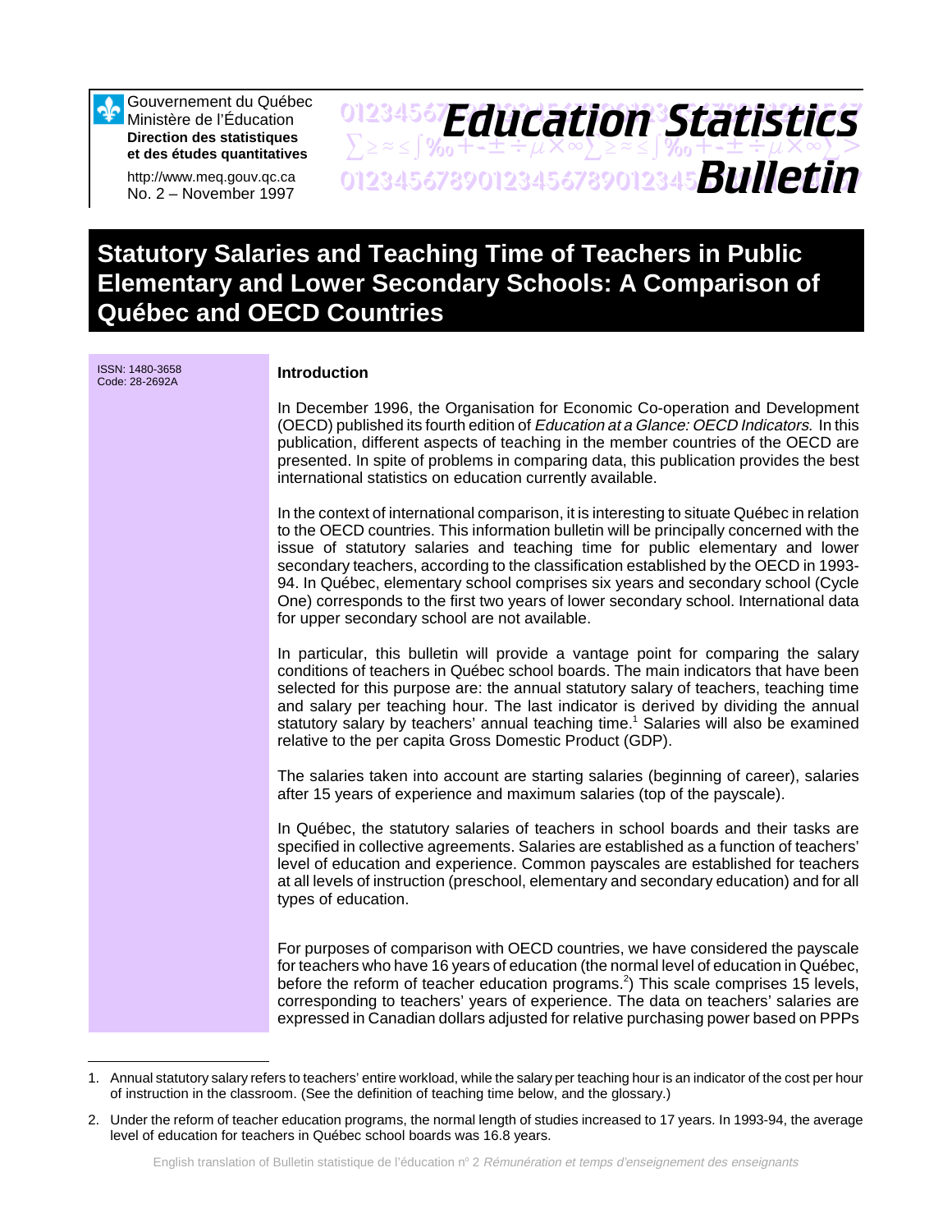Gouvernement du Québec
Ministère de l'Éducation
**Direction des statistiques et des études quantitatives**

http://www.meq.gouv.qc.ca
No. 2 – November 1997

# Education Statistics Bulletin

# Statistical Salaries and Teaching Time of Teachers in Public Elementary and Lower Secondary Schools: A Comparison of Québec and OECD Countries

ISSN: 1480-3658
Code: 28-2692A

## Introduction

In December 1996, the Organisation for Economic Co-operation and Development (OECD) published its fourth edition of *Education at a Glance: OECD Indicators.* In this publication, different aspects of teaching in the member countries of the OECD are presented. In spite of problems in comparing data, this publication provides the best international statistics on education currently available.

In the context of international comparison, it is interesting to situate Québec in relation to the OECD countries. This information bulletin will be principally concerned with the issue of statutory salaries and teaching time for public elementary and lower secondary teachers, according to the classification established by the OECD in 1993-94. In Québec, elementary school comprises six years and secondary school (Cycle One) corresponds to the first two years of lower secondary school. International data for upper secondary school are not available.

In particular, this bulletin will provide a vantage point for comparing the salary conditions of teachers in Québec school boards. The main indicators that have been selected for this purpose are: the annual statutory salary of teachers, teaching time and salary per teaching hour. The last indicator is derived by dividing the annual statutory salary by teachers' annual teaching time.[1] Salaries will also be examined relative to the per capita Gross Domestic Product (GDP).

The salaries taken into account are starting salaries (beginning of career), salaries after 15 years of experience and maximum salaries (top of the payscale).

In Québec, the statutory salaries of teachers in school boards and their tasks are specified in collective agreements. Salaries are established as a function of teachers' level of education and experience. Common payscales are established for teachers at all levels of instruction (preschool, elementary and secondary education) and for all types of education.

For purposes of comparison with OECD countries, we have considered the payscale for teachers who have 16 years of education (the normal level of education in Québec, before the reform of teacher education programs.[2]) This scale comprises 15 levels, corresponding to teachers' years of experience. The data on teachers' salaries are expressed in Canadian dollars adjusted for relative purchasing power based on PPPs

---

1. Annual statutory salary refers to teachers' entire workload, while the salary per teaching hour is an indicator of the cost per hour of instruction in the classroom. (See the definition of teaching time below, and the glossary.)

2. Under the reform of teacher education programs, the normal length of studies increased to 17 years. In 1993-94, the average level of education for teachers in Québec school boards was 16.8 years.

English translation of Bulletin statistique de l'éducation n° 2 *Rémunération et temps d'enseignement des enseignants*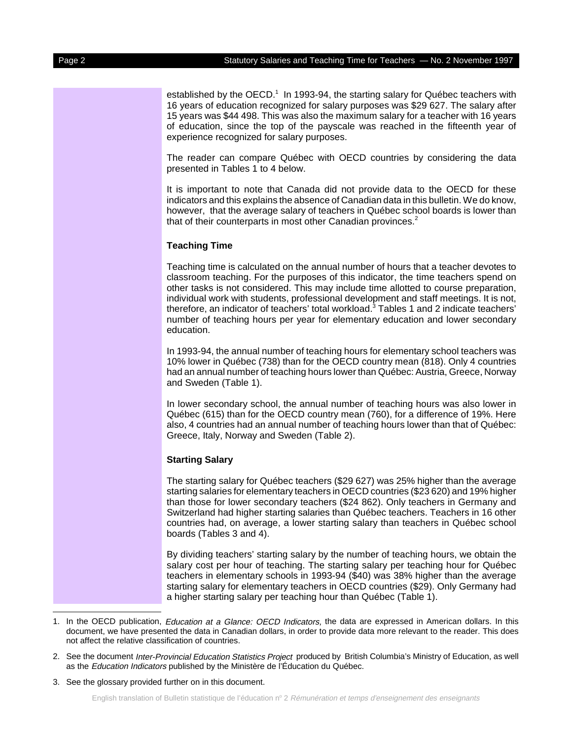established by the OECD.[1] In 1993-94, the starting salary for Québec teachers with 16 years of education recognized for salary purposes was $29 627. The salary after 15 years was $44 498. This was also the maximum salary for a teacher with 16 years of education, since the top of the payscale was reached in the fifteenth year of experience recognized for salary purposes.

The reader can compare Québec with OECD countries by considering the data presented in Tables 1 to 4 below.

It is important to note that Canada did not provide data to the OECD for these indicators and this explains the absence of Canadian data in this bulletin. We do know, however, that the average salary of teachers in Québec school boards is lower than that of their counterparts in most other Canadian provinces.[2]

### Teaching Time

Teaching time is calculated on the annual number of hours that a teacher devotes to classroom teaching. For the purposes of this indicator, the time teachers spend on other tasks is not considered. This may include time allotted to course preparation, individual work with students, professional development and staff meetings. It is not, therefore, an indicator of teachers' total workload.[3] Tables 1 and 2 indicate teachers' number of teaching hours per year for elementary education and lower secondary education.

In 1993-94, the annual number of teaching hours for elementary school teachers was 10% lower in Québec (738) than for the OECD country mean (818). Only 4 countries had an annual number of teaching hours lower than Québec: Austria, Greece, Norway and Sweden (Table 1).

In lower secondary school, the annual number of teaching hours was also lower in Québec (615) than for the OECD country mean (760), for a difference of 19%. Here also, 4 countries had an annual number of teaching hours lower than that of Québec: Greece, Italy, Norway and Sweden (Table 2).

### Starting Salary

The starting salary for Québec teachers ($29 627) was 25% higher than the average starting salaries for elementary teachers in OECD countries ($23 620) and 19% higher than those for lower secondary teachers ($24 862). Only teachers in Germany and Switzerland had higher starting salaries than Québec teachers. Teachers in 16 other countries had, on average, a lower starting salary than teachers in Québec school boards (Tables 3 and 4).

By dividing teachers' starting salary by the number of teaching hours, we obtain the salary cost per hour of teaching. The starting salary per teaching hour for Québec teachers in elementary schools in 1993-94 ($40) was 38% higher than the average starting salary for elementary teachers in OECD countries ($29). Only Germany had a higher starting salary per teaching hour than Québec (Table 1).

---

1. In the OECD publication, *Education at a Glance: OECD Indicators,* the data are expressed in American dollars. In this document, we have presented the data in Canadian dollars, in order to provide data more relevant to the reader. This does not affect the relative classification of countries.

2. See the document *Inter-Provincial Education Statistics Project* produced by British Columbia's Ministry of Education, as well as the *Education Indicators* published by the Ministère de l'Éducation du Québec.

3. See the glossary provided further on in this document.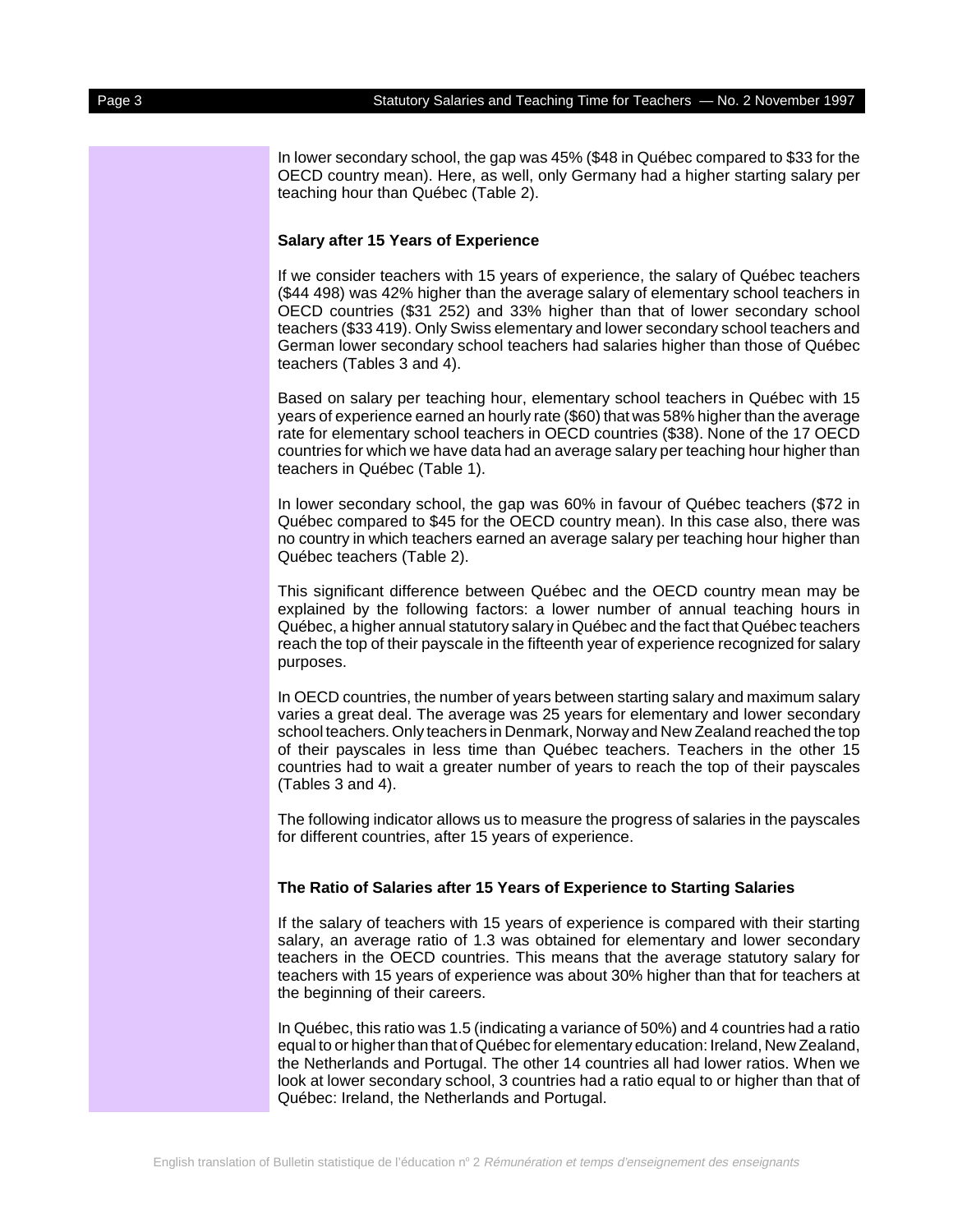In lower secondary school, the gap was 45% ($48 in Québec compared to $33 for the OECD country mean). Here, as well, only Germany had a higher starting salary per teaching hour than Québec (Table 2).

### Salary after 15 Years of Experience

If we consider teachers with 15 years of experience, the salary of Québec teachers ($44 498) was 42% higher than the average salary of elementary school teachers in OECD countries ($31 252) and 33% higher than that of lower secondary school teachers ($33 419). Only Swiss elementary and lower secondary school teachers and German lower secondary school teachers had salaries higher than those of Québec teachers (Tables 3 and 4).

Based on salary per teaching hour, elementary school teachers in Québec with 15 years of experience earned an hourly rate ($60) that was 58% higher than the average rate for elementary school teachers in OECD countries ($38). None of the 17 OECD countries for which we have data had an average salary per teaching hour higher than teachers in Québec (Table 1).

In lower secondary school, the gap was 60% in favour of Québec teachers ($72 in Québec compared to $45 for the OECD country mean). In this case also, there was no country in which teachers earned an average salary per teaching hour higher than Québec teachers (Table 2).

This significant difference between Québec and the OECD country mean may be explained by the following factors: a lower number of annual teaching hours in Québec, a higher annual statutory salary in Québec and the fact that Québec teachers reach the top of their payscale in the fifteenth year of experience recognized for salary purposes.

In OECD countries, the number of years between starting salary and maximum salary varies a great deal. The average was 25 years for elementary and lower secondary school teachers. Only teachers in Denmark, Norway and New Zealand reached the top of their payscales in less time than Québec teachers. Teachers in the other 15 countries had to wait a greater number of years to reach the top of their payscales (Tables 3 and 4).

The following indicator allows us to measure the progress of salaries in the payscales for different countries, after 15 years of experience.

### The Ratio of Salaries after 15 Years of Experience to Starting Salaries

If the salary of teachers with 15 years of experience is compared with their starting salary, an average ratio of 1.3 was obtained for elementary and lower secondary teachers in the OECD countries. This means that the average statutory salary for teachers with 15 years of experience was about 30% higher than that for teachers at the beginning of their careers.

In Québec, this ratio was 1.5 (indicating a variance of 50%) and 4 countries had a ratio equal to or higher than that of Québec for elementary education: Ireland, New Zealand, the Netherlands and Portugal. The other 14 countries all had lower ratios. When we look at lower secondary school, 3 countries had a ratio equal to or higher than that of Québec: Ireland, the Netherlands and Portugal.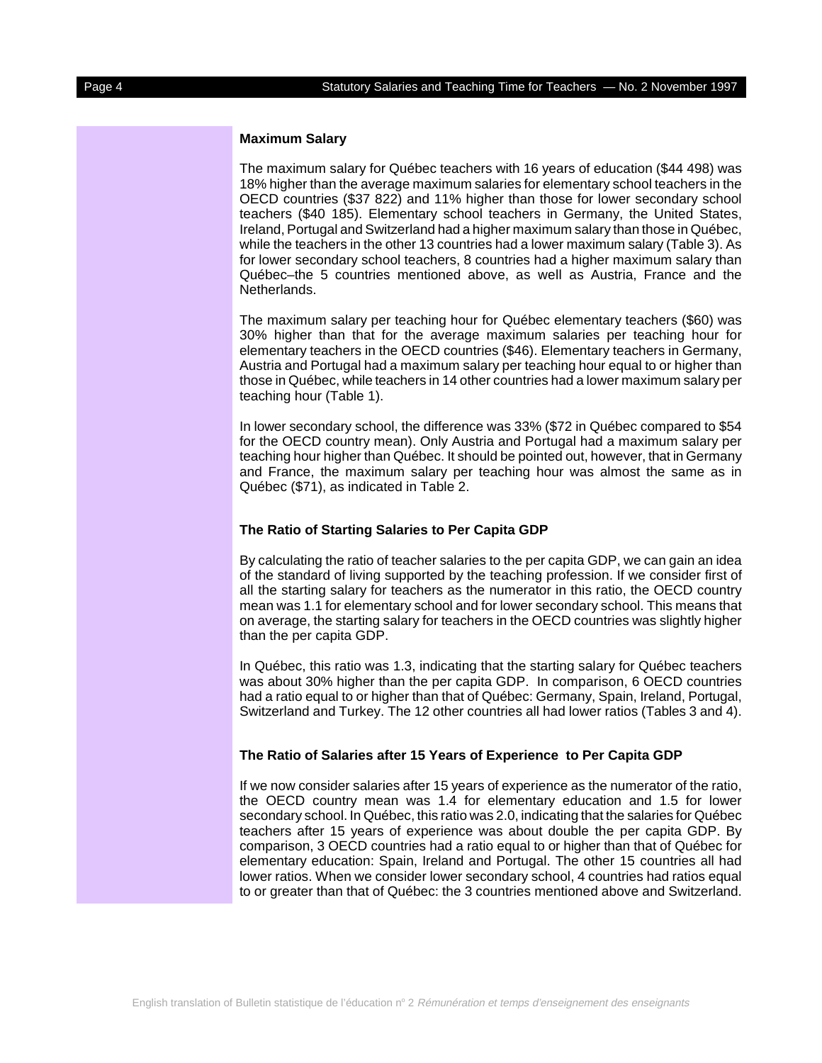### Maximum Salary

The maximum salary for Québec teachers with 16 years of education ($44 498) was 18% higher than the average maximum salaries for elementary school teachers in the OECD countries ($37 822) and 11% higher than those for lower secondary school teachers ($40 185). Elementary school teachers in Germany, the United States, Ireland, Portugal and Switzerland had a higher maximum salary than those in Québec, while the teachers in the other 13 countries had a lower maximum salary (Table 3). As for lower secondary school teachers, 8 countries had a higher maximum salary than Québec–the 5 countries mentioned above, as well as Austria, France and the Netherlands.

The maximum salary per teaching hour for Québec elementary teachers ($60) was 30% higher than that for the average maximum salaries per teaching hour for elementary teachers in the OECD countries ($46). Elementary teachers in Germany, Austria and Portugal had a maximum salary per teaching hour equal to or higher than those in Québec, while teachers in 14 other countries had a lower maximum salary per teaching hour (Table 1).

In lower secondary school, the difference was 33% ($72 in Québec compared to $54 for the OECD country mean). Only Austria and Portugal had a maximum salary per teaching hour higher than Québec. It should be pointed out, however, that in Germany and France, the maximum salary per teaching hour was almost the same as in Québec ($71), as indicated in Table 2.

### The Ratio of Starting Salaries to Per Capita GDP

By calculating the ratio of teacher salaries to the per capita GDP, we can gain an idea of the standard of living supported by the teaching profession. If we consider first of all the starting salary for teachers as the numerator in this ratio, the OECD country mean was 1.1 for elementary school and for lower secondary school. This means that on average, the starting salary for teachers in the OECD countries was slightly higher than the per capita GDP.

In Québec, this ratio was 1.3, indicating that the starting salary for Québec teachers was about 30% higher than the per capita GDP. In comparison, 6 OECD countries had a ratio equal to or higher than that of Québec: Germany, Spain, Ireland, Portugal, Switzerland and Turkey. The 12 other countries all had lower ratios (Tables 3 and 4).

### The Ratio of Salaries after 15 Years of Experience to Per Capita GDP

If we now consider salaries after 15 years of experience as the numerator of the ratio, the OECD country mean was 1.4 for elementary education and 1.5 for lower secondary school. In Québec, this ratio was 2.0, indicating that the salaries for Québec teachers after 15 years of experience was about double the per capita GDP. By comparison, 3 OECD countries had a ratio equal to or higher than that of Québec for elementary education: Spain, Ireland and Portugal. The other 15 countries all had lower ratios. When we consider lower secondary school, 4 countries had ratios equal to or greater than that of Québec: the 3 countries mentioned above and Switzerland.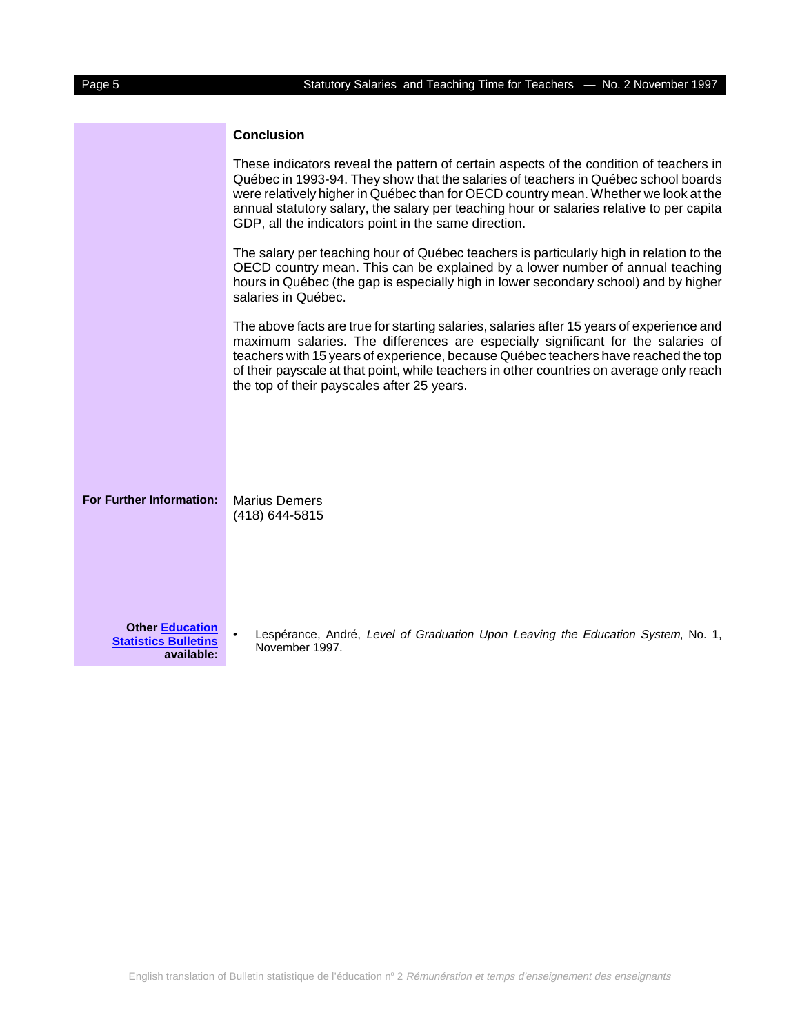## Conclusion

These indicators reveal the pattern of certain aspects of the condition of teachers in Québec in 1993-94. They show that the salaries of teachers in Québec school boards were relatively higher in Québec than for OECD country mean. Whether we look at the annual statutory salary, the salary per teaching hour or salaries relative to per capita GDP, all the indicators point in the same direction.

The salary per teaching hour of Québec teachers is particularly high in relation to the OECD country mean. This can be explained by a lower number of annual teaching hours in Québec (the gap is especially high in lower secondary school) and by higher salaries in Québec.

The above facts are true for starting salaries, salaries after 15 years of experience and maximum salaries. The differences are especially significant for the salaries of teachers with 15 years of experience, because Québec teachers have reached the top of their payscale at that point, while teachers in other countries on average only reach the top of their payscales after 25 years.

**For Further Information:**

Marius Demers
(418) 644-5815

**Other Education Statistics Bulletins available:**

- Lespérance, André, *Level of Graduation Upon Leaving the Education System*, No. 1, November 1997.

English translation of Bulletin statistique de l'éducation n° 2 *Rémunération et temps d'enseignement des enseignants*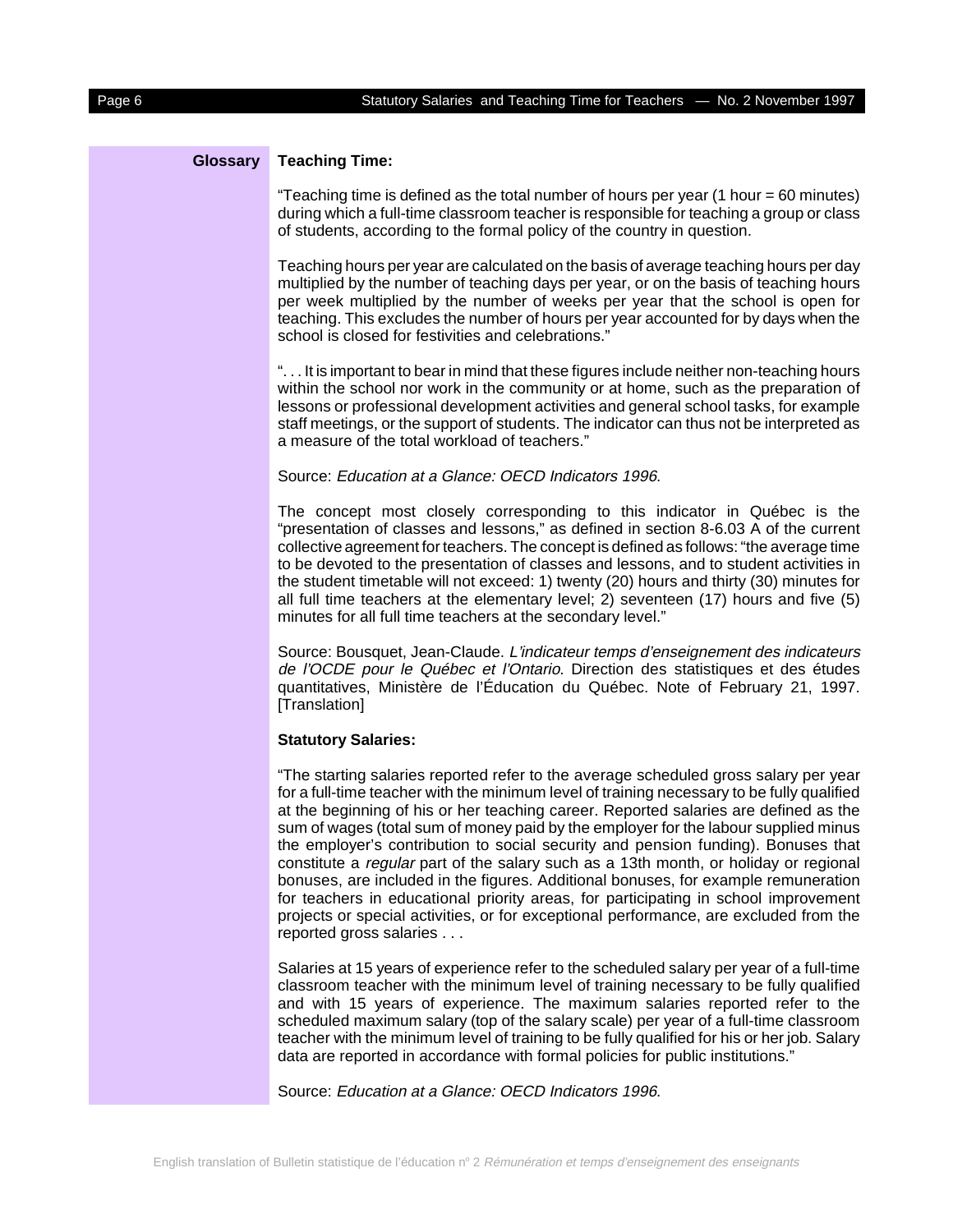## Glossary

### Teaching Time:

“Teaching time is defined as the total number of hours per year (1 hour = 60 minutes) during which a full-time classroom teacher is responsible for teaching a group or class of students, according to the formal policy of the country in question.

Teaching hours per year are calculated on the basis of average teaching hours per day multiplied by the number of teaching days per year, or on the basis of teaching hours per week multiplied by the number of weeks per year that the school is open for teaching. This excludes the number of hours per year accounted for by days when the school is closed for festivities and celebrations.”

“. . . It is important to bear in mind that these figures include neither non-teaching hours within the school nor work in the community or at home, such as the preparation of lessons or professional development activities and general school tasks, for example staff meetings, or the support of students. The indicator can thus not be interpreted as a measure of the total workload of teachers.”

Source: *Education at a Glance: OECD Indicators 1996*.

The concept most closely corresponding to this indicator in Québec is the “presentation of classes and lessons,” as defined in section 8-6.03 A of the current collective agreement for teachers. The concept is defined as follows: “the average time to be devoted to the presentation of classes and lessons, and to student activities in the student timetable will not exceed: 1) twenty (20) hours and thirty (30) minutes for all full time teachers at the elementary level; 2) seventeen (17) hours and five (5) minutes for all full time teachers at the secondary level.”

Source: Bousquet, Jean-Claude. *L'indicateur temps d'enseignement des indicateurs de l'OCDE pour le Québec et l'Ontario*. Direction des statistiques et des études quantitatives, Ministère de l'Éducation du Québec. Note of February 21, 1997. [Translation]

### Statutory Salaries:

“The starting salaries reported refer to the average scheduled gross salary per year for a full-time teacher with the minimum level of training necessary to be fully qualified at the beginning of his or her teaching career. Reported salaries are defined as the sum of wages (total sum of money paid by the employer for the labour supplied minus the employer's contribution to social security and pension funding). Bonuses that constitute a *regular* part of the salary such as a 13th month, or holiday or regional bonuses, are included in the figures. Additional bonuses, for example remuneration for teachers in educational priority areas, for participating in school improvement projects or special activities, or for exceptional performance, are excluded from the reported gross salaries . . .

Salaries at 15 years of experience refer to the scheduled salary per year of a full-time classroom teacher with the minimum level of training necessary to be fully qualified and with 15 years of experience. The maximum salaries reported refer to the scheduled maximum salary (top of the salary scale) per year of a full-time classroom teacher with the minimum level of training to be fully qualified for his or her job. Salary data are reported in accordance with formal policies for public institutions.”

Source: *Education at a Glance: OECD Indicators 1996*.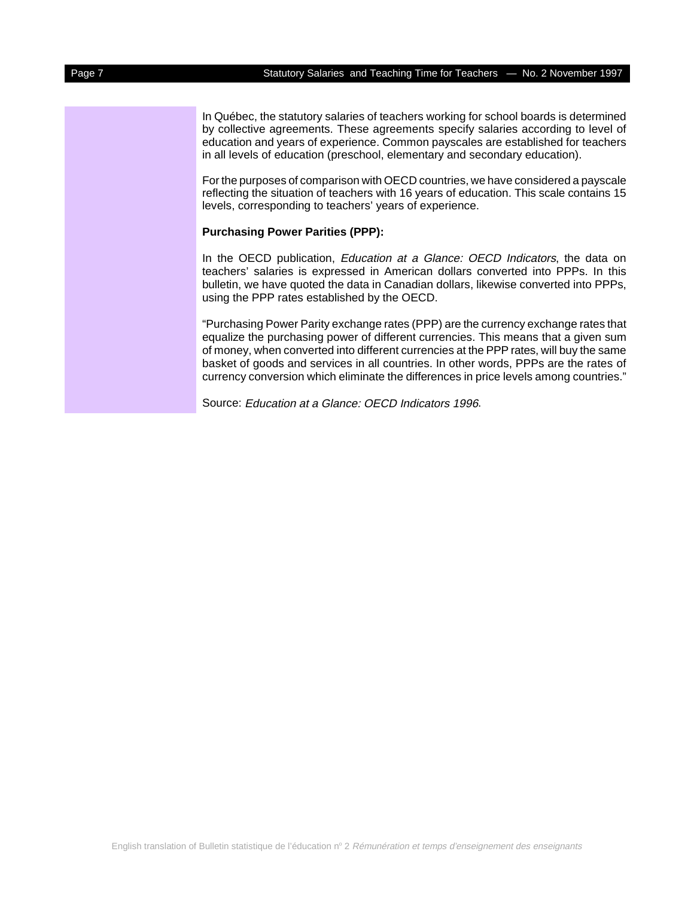In Québec, the statutory salaries of teachers working for school boards is determined by collective agreements. These agreements specify salaries according to level of education and years of experience. Common payscales are established for teachers in all levels of education (preschool, elementary and secondary education).

For the purposes of comparison with OECD countries, we have considered a payscale reflecting the situation of teachers with 16 years of education. This scale contains 15 levels, corresponding to teachers' years of experience.

**Purchasing Power Parities (PPP):**

In the OECD publication, *Education at a Glance: OECD Indicators*, the data on teachers' salaries is expressed in American dollars converted into PPPs. In this bulletin, we have quoted the data in Canadian dollars, likewise converted into PPPs, using the PPP rates established by the OECD.

"Purchasing Power Parity exchange rates (PPP) are the currency exchange rates that equalize the purchasing power of different currencies. This means that a given sum of money, when converted into different currencies at the PPP rates, will buy the same basket of goods and services in all countries. In other words, PPPs are the rates of currency conversion which eliminate the differences in price levels among countries."

Source: *Education at a Glance: OECD Indicators 1996*.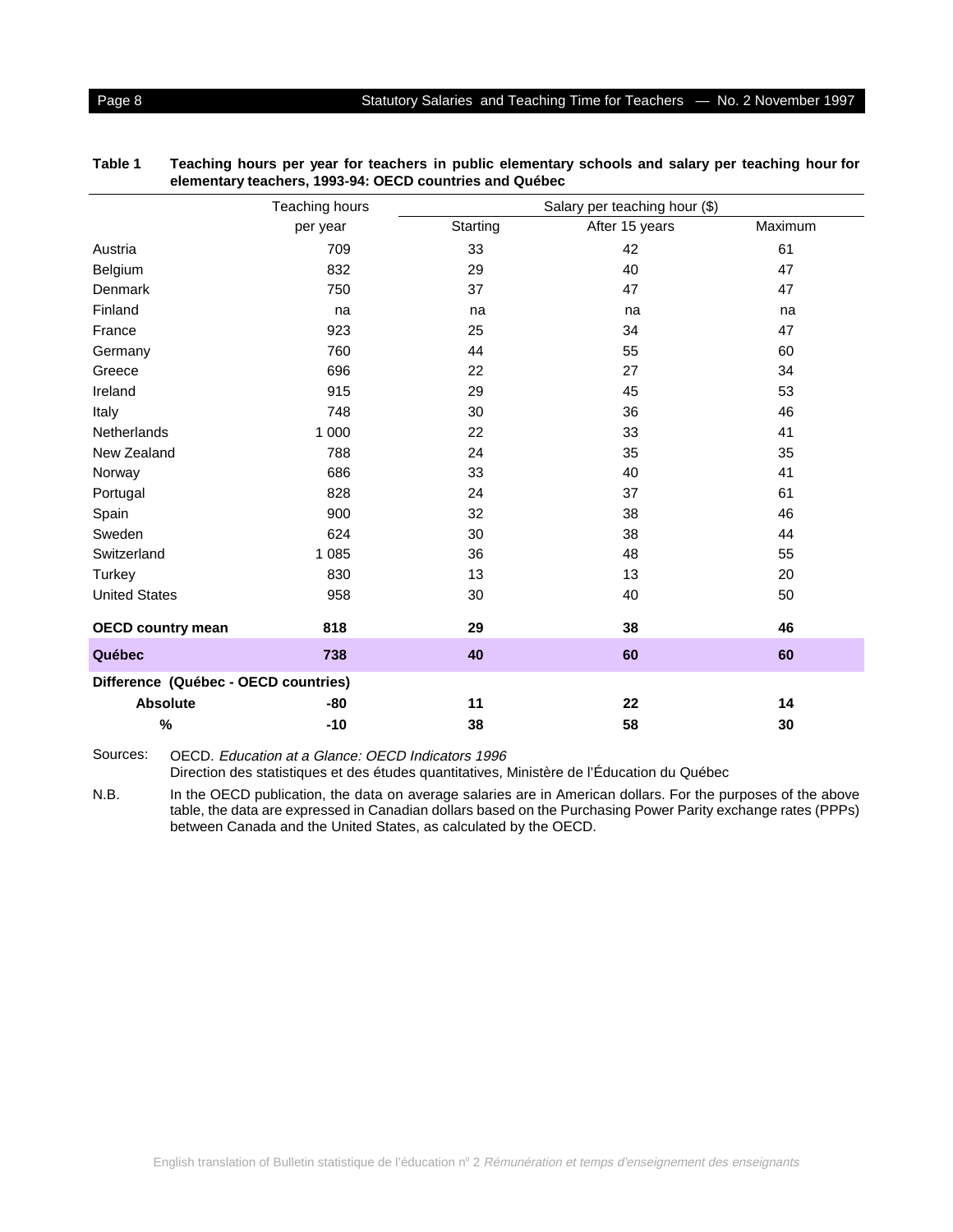**Table 1 Teaching hours per year for teachers in public elementary schools and salary per teaching hour for elementary teachers, 1993-94: OECD countries and Québec**

| | Teaching hours | Salary per teaching hour ($) | | |
|---|---|---|---|---|
| | per year | Starting | After 15 years | Maximum |
| Austria | 709 | 33 | 42 | 61 |
| Belgium | 832 | 29 | 40 | 47 |
| Denmark | 750 | 37 | 47 | 47 |
| Finland | na | na | na | na |
| France | 923 | 25 | 34 | 47 |
| Germany | 760 | 44 | 55 | 60 |
| Greece | 696 | 22 | 27 | 34 |
| Ireland | 915 | 29 | 45 | 53 |
| Italy | 748 | 30 | 36 | 46 |
| Netherlands | 1 000 | 22 | 33 | 41 |
| New Zealand | 788 | 24 | 35 | 35 |
| Norway | 686 | 33 | 40 | 41 |
| Portugal | 828 | 24 | 37 | 61 |
| Spain | 900 | 32 | 38 | 46 |
| Sweden | 624 | 30 | 38 | 44 |
| Switzerland | 1 085 | 36 | 48 | 55 |
| Turkey | 830 | 13 | 13 | 20 |
| United States | 958 | 30 | 40 | 50 |
| **OECD country mean** | **818** | **29** | **38** | **46** |
| **Québec** | **738** | **40** | **60** | **60** |
| **Difference (Québec - OECD countries)** | | | | |
| **Absolute** | **-80** | **11** | **22** | **14** |
| **%** | **-10** | **38** | **58** | **30** |

Sources: OECD. *Education at a Glance: OECD Indicators 1996*
Direction des statistiques et des études quantitatives, Ministère de l'Éducation du Québec

N.B. In the OECD publication, the data on average salaries are in American dollars. For the purposes of the above table, the data are expressed in Canadian dollars based on the Purchasing Power Parity exchange rates (PPPs) between Canada and the United States, as calculated by the OECD.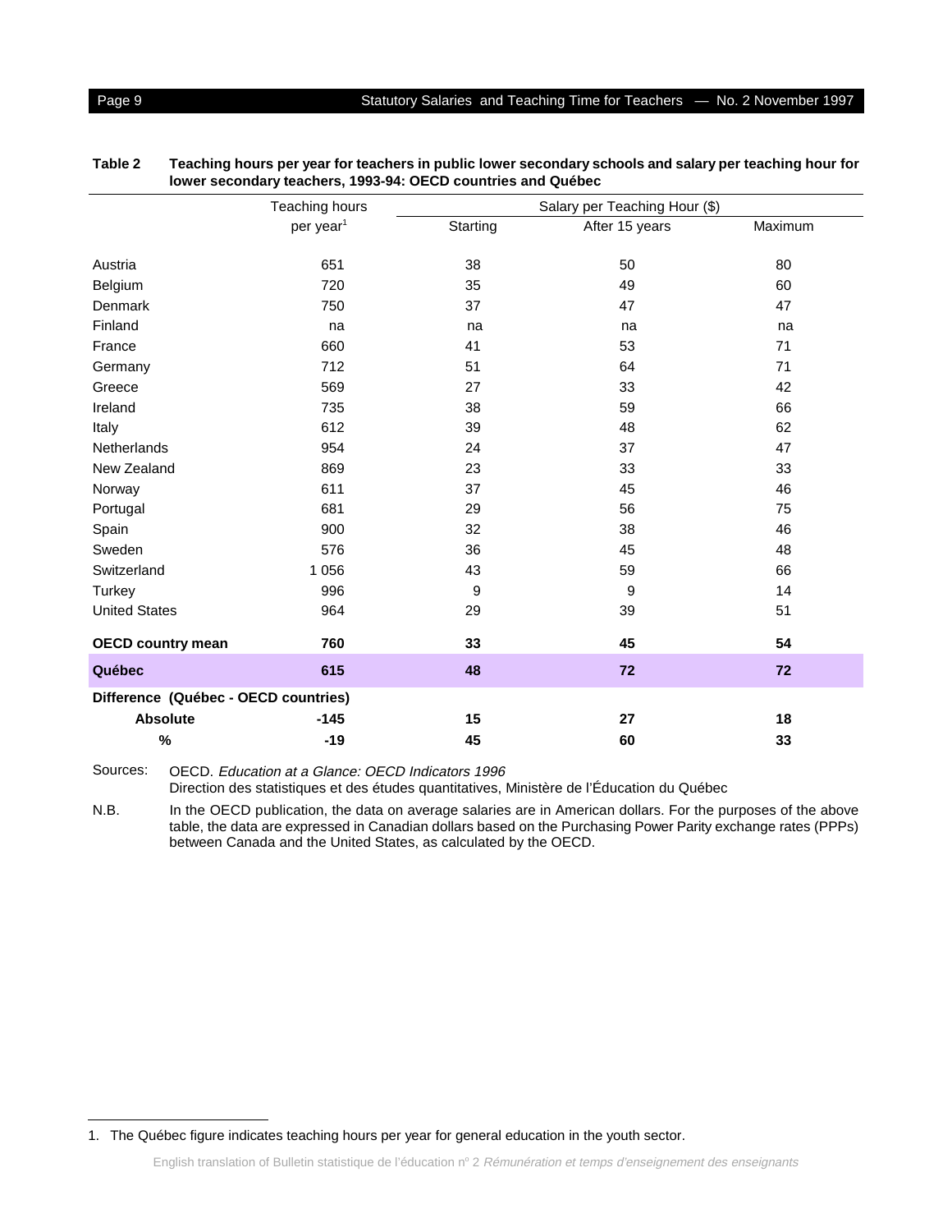**Table 2 Teaching hours per year for teachers in public lower secondary schools and salary per teaching hour for lower secondary teachers, 1993-94: OECD countries and Québec**

| | Teaching hours per year[1] | Salary per Teaching Hour ($) | | |
|---|---|---|---|---|
| | | Starting | After 15 years | Maximum |
| Austria | 651 | 38 | 50 | 80 |
| Belgium | 720 | 35 | 49 | 60 |
| Denmark | 750 | 37 | 47 | 47 |
| Finland | na | na | na | na |
| France | 660 | 41 | 53 | 71 |
| Germany | 712 | 51 | 64 | 71 |
| Greece | 569 | 27 | 33 | 42 |
| Ireland | 735 | 38 | 59 | 66 |
| Italy | 612 | 39 | 48 | 62 |
| Netherlands | 954 | 24 | 37 | 47 |
| New Zealand | 869 | 23 | 33 | 33 |
| Norway | 611 | 37 | 45 | 46 |
| Portugal | 681 | 29 | 56 | 75 |
| Spain | 900 | 32 | 38 | 46 |
| Sweden | 576 | 36 | 45 | 48 |
| Switzerland | 1 056 | 43 | 59 | 66 |
| Turkey | 996 | 9 | 9 | 14 |
| United States | 964 | 29 | 39 | 51 |
| **OECD country mean** | **760** | **33** | **45** | **54** |
| **Québec** | **615** | **48** | **72** | **72** |
| **Difference (Québec - OECD countries)** | | | | |
| **Absolute** | **-145** | **15** | **27** | **18** |
| **%** | **-19** | **45** | **60** | **33** |

Sources: OECD. *Education at a Glance: OECD Indicators 1996*
Direction des statistiques et des études quantitatives, Ministère de l'Éducation du Québec

N.B. In the OECD publication, the data on average salaries are in American dollars. For the purposes of the above table, the data are expressed in Canadian dollars based on the Purchasing Power Parity exchange rates (PPPs) between Canada and the United States, as calculated by the OECD.

1. The Québec figure indicates teaching hours per year for general education in the youth sector.

English translation of Bulletin statistique de l'éducation nº 2 *Rémunération et temps d'enseignement des enseignants*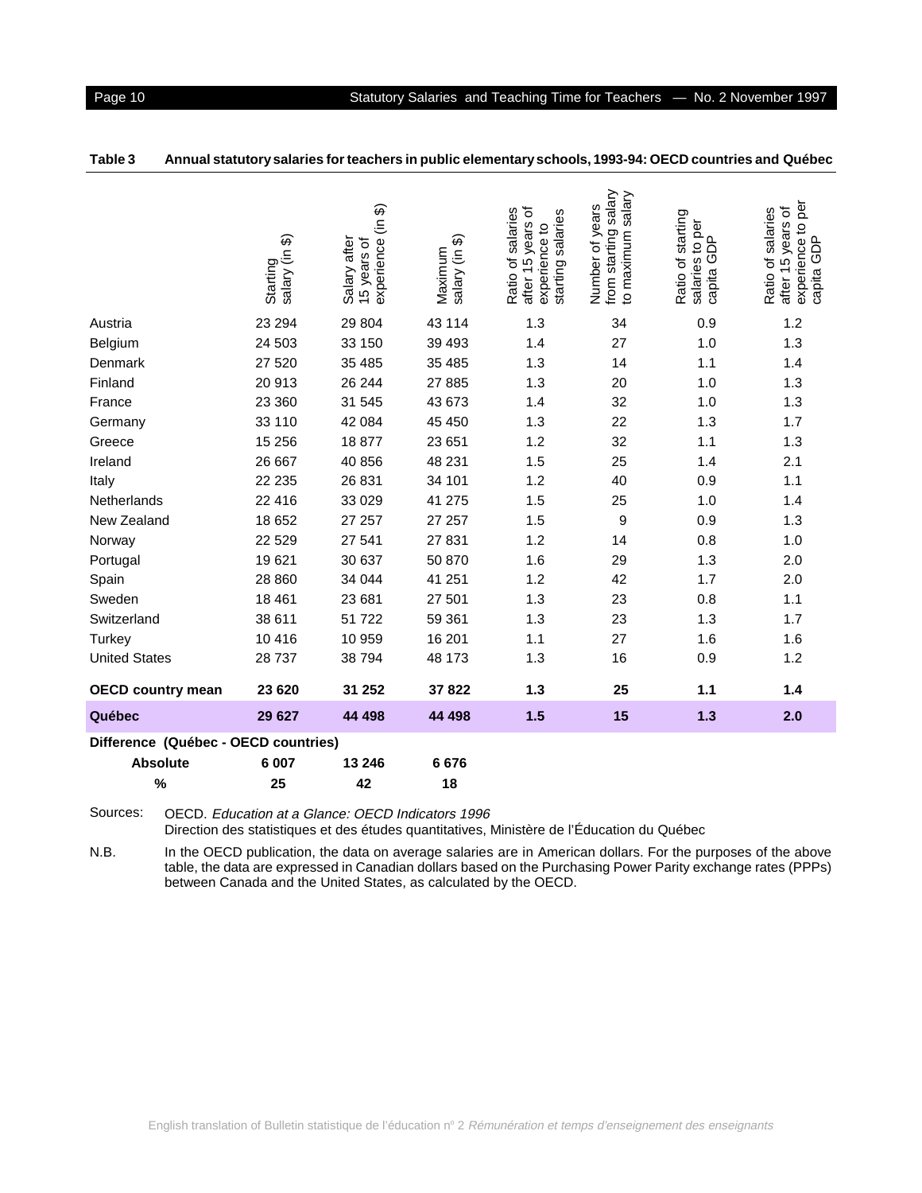**Table 3 Annual statutory salaries for teachers in public elementary schools, 1993-94: OECD countries and Québec**

| | Starting salary (in $) | Salary after 15 years of experience (in $) | Maximum salary (in $) | Ratio of salaries after 15 years of experience to starting salaries | Number of years from starting salary to maximum salary | Ratio of starting salaries to per capita GDP | Ratio of salaries after 15 years of experience to per capita GDP |
|---|---|---|---|---|---|---|---|
| Austria | 23 294 | 29 804 | 43 114 | 1.3 | 34 | 0.9 | 1.2 |
| Belgium | 24 503 | 33 150 | 39 493 | 1.4 | 27 | 1.0 | 1.3 |
| Denmark | 27 520 | 35 485 | 35 485 | 1.3 | 14 | 1.1 | 1.4 |
| Finland | 20 913 | 26 244 | 27 885 | 1.3 | 20 | 1.0 | 1.3 |
| France | 23 360 | 31 545 | 43 673 | 1.4 | 32 | 1.0 | 1.3 |
| Germany | 33 110 | 42 084 | 45 450 | 1.3 | 22 | 1.3 | 1.7 |
| Greece | 15 256 | 18 877 | 23 651 | 1.2 | 32 | 1.1 | 1.3 |
| Ireland | 26 667 | 40 856 | 48 231 | 1.5 | 25 | 1.4 | 2.1 |
| Italy | 22 235 | 26 831 | 34 101 | 1.2 | 40 | 0.9 | 1.1 |
| Netherlands | 22 416 | 33 029 | 41 275 | 1.5 | 25 | 1.0 | 1.4 |
| New Zealand | 18 652 | 27 257 | 27 257 | 1.5 | 9 | 0.9 | 1.3 |
| Norway | 22 529 | 27 541 | 27 831 | 1.2 | 14 | 0.8 | 1.0 |
| Portugal | 19 621 | 30 637 | 50 870 | 1.6 | 29 | 1.3 | 2.0 |
| Spain | 28 860 | 34 044 | 41 251 | 1.2 | 42 | 1.7 | 2.0 |
| Sweden | 18 461 | 23 681 | 27 501 | 1.3 | 23 | 0.8 | 1.1 |
| Switzerland | 38 611 | 51 722 | 59 361 | 1.3 | 23 | 1.3 | 1.7 |
| Turkey | 10 416 | 10 959 | 16 201 | 1.1 | 27 | 1.6 | 1.6 |
| United States | 28 737 | 38 794 | 48 173 | 1.3 | 16 | 0.9 | 1.2 |
| **OECD country mean** | **23 620** | **31 252** | **37 822** | **1.3** | **25** | **1.1** | **1.4** |
| **Québec** | **29 627** | **44 498** | **44 498** | **1.5** | **15** | **1.3** | **2.0** |
| **Difference (Québec - OECD countries)** | | | | | | | |
| **Absolute** | **6 007** | **13 246** | **6 676** | | | | |
| **%** | **25** | **42** | **18** | | | | |

Sources: OECD. *Education at a Glance: OECD Indicators 1996*
Direction des statistiques et des études quantitatives, Ministère de l'Éducation du Québec

N.B. In the OECD publication, the data on average salaries are in American dollars. For the purposes of the above table, the data are expressed in Canadian dollars based on the Purchasing Power Parity exchange rates (PPPs) between Canada and the United States, as calculated by the OECD.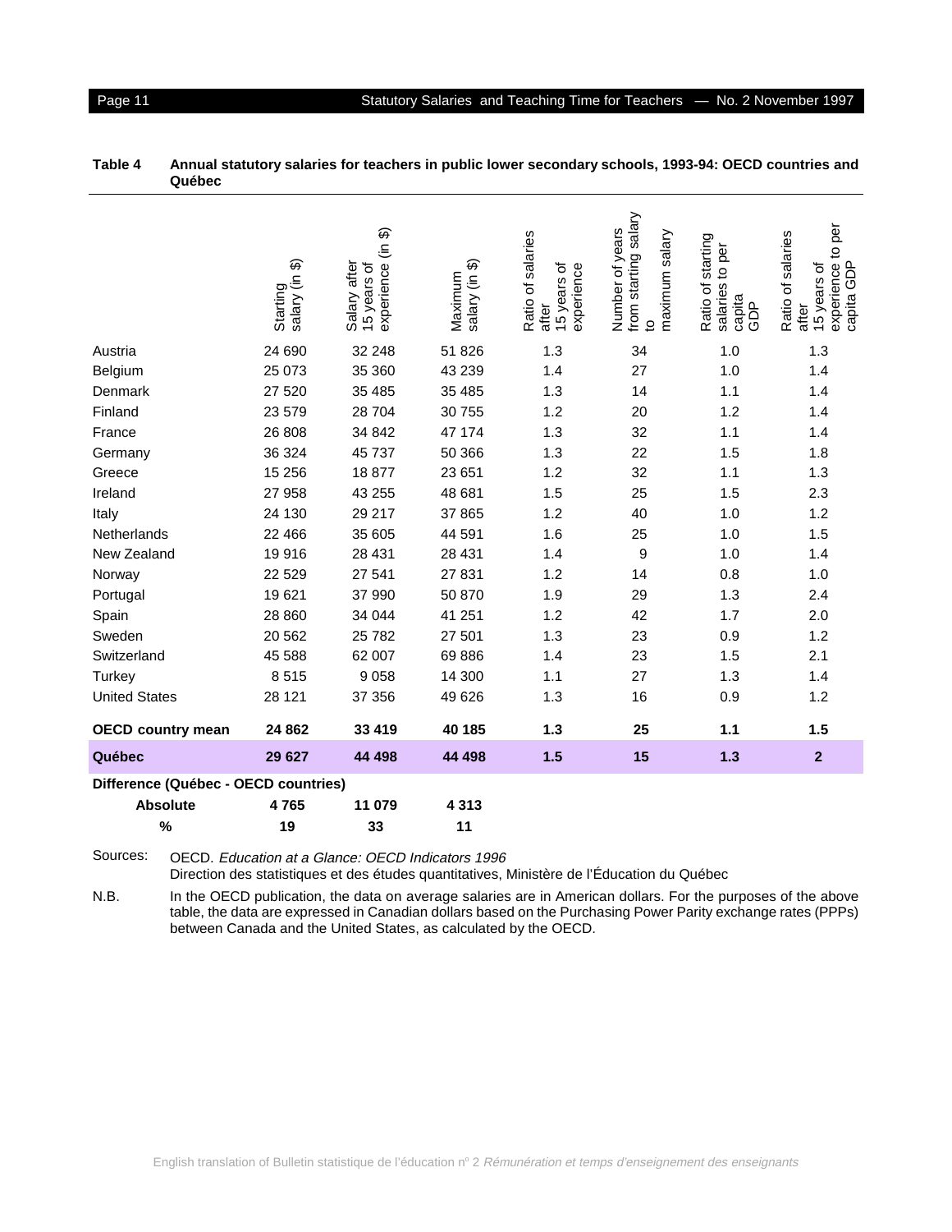**Table 4 Annual statutory salaries for teachers in public lower secondary schools, 1993-94: OECD countries and Québec**

| | Starting salary (in $) | Salary after 15 years of experience (in $) | Maximum salary (in $) | Ratio of salaries after 15 years of experience | Number of years from starting salary to maximum salary | Ratio of starting salaries to per capita GDP | Ratio of salaries after 15 years of experience to per capita GDP |
|---|---|---|---|---|---|---|---|
| Austria | 24 690 | 32 248 | 51 826 | 1.3 | 34 | 1.0 | 1.3 |
| Belgium | 25 073 | 35 360 | 43 239 | 1.4 | 27 | 1.0 | 1.4 |
| Denmark | 27 520 | 35 485 | 35 485 | 1.3 | 14 | 1.1 | 1.4 |
| Finland | 23 579 | 28 704 | 30 755 | 1.2 | 20 | 1.2 | 1.4 |
| France | 26 808 | 34 842 | 47 174 | 1.3 | 32 | 1.1 | 1.4 |
| Germany | 36 324 | 45 737 | 50 366 | 1.3 | 22 | 1.5 | 1.8 |
| Greece | 15 256 | 18 877 | 23 651 | 1.2 | 32 | 1.1 | 1.3 |
| Ireland | 27 958 | 43 255 | 48 681 | 1.5 | 25 | 1.5 | 2.3 |
| Italy | 24 130 | 29 217 | 37 865 | 1.2 | 40 | 1.0 | 1.2 |
| Netherlands | 22 466 | 35 605 | 44 591 | 1.6 | 25 | 1.0 | 1.5 |
| New Zealand | 19 916 | 28 431 | 28 431 | 1.4 | 9 | 1.0 | 1.4 |
| Norway | 22 529 | 27 541 | 27 831 | 1.2 | 14 | 0.8 | 1.0 |
| Portugal | 19 621 | 37 990 | 50 870 | 1.9 | 29 | 1.3 | 2.4 |
| Spain | 28 860 | 34 044 | 41 251 | 1.2 | 42 | 1.7 | 2.0 |
| Sweden | 20 562 | 25 782 | 27 501 | 1.3 | 23 | 0.9 | 1.2 |
| Switzerland | 45 588 | 62 007 | 69 886 | 1.4 | 23 | 1.5 | 2.1 |
| Turkey | 8 515 | 9 058 | 14 300 | 1.1 | 27 | 1.3 | 1.4 |
| United States | 28 121 | 37 356 | 49 626 | 1.3 | 16 | 0.9 | 1.2 |
| **OECD country mean** | **24 862** | **33 419** | **40 185** | **1.3** | **25** | **1.1** | **1.5** |
| **Québec** | **29 627** | **44 498** | **44 498** | **1.5** | **15** | **1.3** | **2** |
| **Difference (Québec - OECD countries)** | | | | | | | |
| **Absolute** | **4 765** | **11 079** | **4 313** | | | | |
| **%** | **19** | **33** | **11** | | | | |

Sources: OECD. *Education at a Glance: OECD Indicators 1996*
Direction des statistiques et des études quantitatives, Ministère de l'Éducation du Québec

N.B. In the OECD publication, the data on average salaries are in American dollars. For the purposes of the above table, the data are expressed in Canadian dollars based on the Purchasing Power Parity exchange rates (PPPs) between Canada and the United States, as calculated by the OECD.